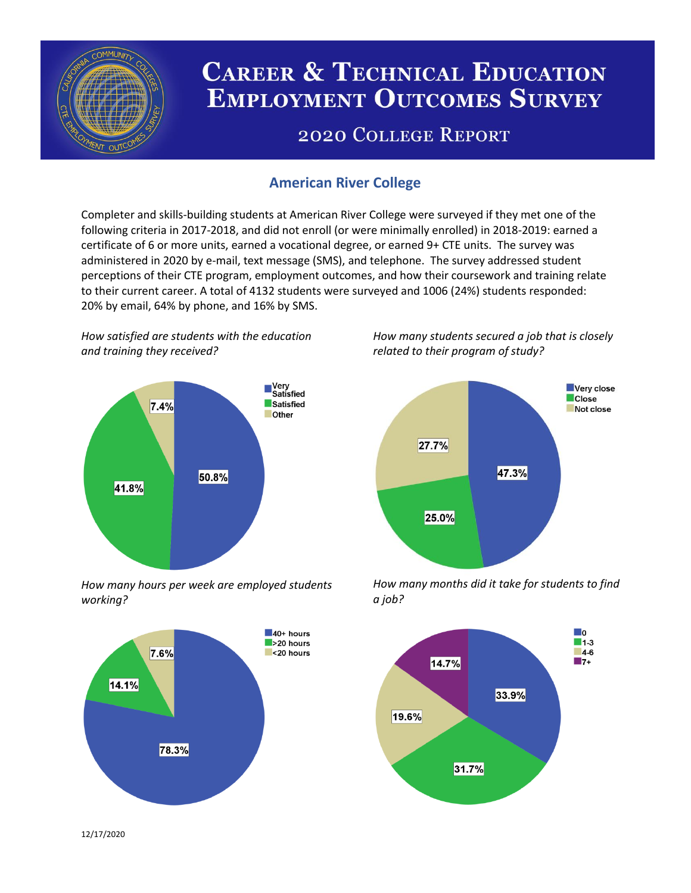# Career & Technical Education Employment Outcomes Survey

## 2020 College Report

### American River College

Completer and skills-building students at American River College were surveyed if they met one of the following criteria in 2017-2018, and did not enroll (or were minimally enrolled) in 2018-2019: earned a certificate of 6 or more units, earned a vocational degree, or earned 9+ CTE units. The survey was administered in 2020 by e-mail, text message (SMS), and telephone. The survey addressed student perceptions of their CTE program, employment outcomes, and how their coursework and training relate to their current career. A total of 4132 students were surveyed and 1006 (24%) students responded: 20% by email, 64% by phone, and 16% by SMS.

*How satisfied are students with the education and training they received?*

| Response | Percent |
|---|---|
| Very Satisfied | 50.8% |
| Satisfied | 41.8% |
| Other | 7.4% |

*How many students secured a job that is closely related to their program of study?*

| Response | Percent |
|---|---|
| Very close | 47.3% |
| Close | 25.0% |
| Not close | 27.7% |

*How many hours per week are employed students working?*

| Response | Percent |
|---|---|
| 40+ hours | 78.3% |
| >20 hours | 14.1% |
| <20 hours | 7.6% |

*How many months did it take for students to find a job?*

| Months | Percent |
|---|---|
| 0 | 33.9% |
| 1-3 | 31.7% |
| 4-6 | 19.6% |
| 7+ | 14.7% |

12/17/2020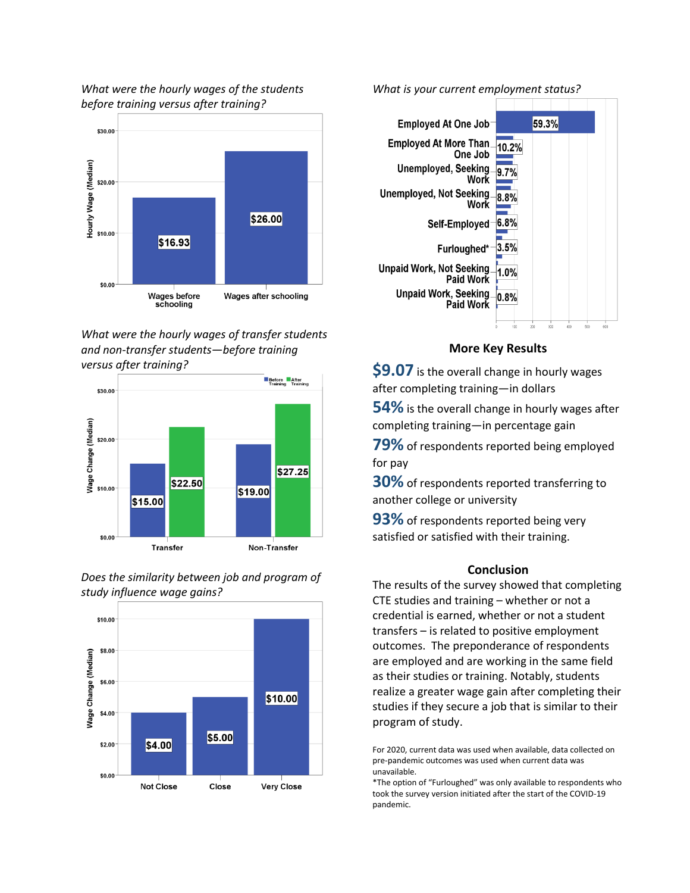*What were the hourly wages of the students before training versus after training?*

Hourly Wage (Median)

$30.00
$20.00
$10.00
$0.00

$16.93
$26.00

Wages before schooling
Wages after schooling

*What were the hourly wages of transfer students and non-transfer students—before training versus after training?*

Before Training
After Training

Wage Change (Median)

$30.00
$20.00
$10.00
$0.00

$15.00
$22.50
$19.00
$27.25

Transfer
Non-Transfer

*Does the similarity between job and program of study influence wage gains?*

Wage Change (Median)

$10.00
$8.00
$6.00
$4.00
$2.00
$0.00

$4.00
$5.00
$10.00

Not Close
Close
Very Close

*What is your current employment status?*

Employed At One Job 59.3%
Employed At More Than One Job 10.2%
Unemployed, Seeking Work 9.7%
Unemployed, Not Seeking Work 8.8%
Self-Employed 6.8%
Furloughed* 3.5%
Unpaid Work, Not Seeking Paid Work 1.0%
Unpaid Work, Seeking Paid Work 0.8%

0 100 200 300 400 500 600

## More Key Results

**$9.07** is the overall change in hourly wages after completing training—in dollars

**54%** is the overall change in hourly wages after completing training—in percentage gain

**79%** of respondents reported being employed for pay

**30%** of respondents reported transferring to another college or university

**93%** of respondents reported being very satisfied or satisfied with their training.

## Conclusion

The results of the survey showed that completing CTE studies and training – whether or not a credential is earned, whether or not a student transfers – is related to positive employment outcomes. The preponderance of respondents are employed and are working in the same field as their studies or training. Notably, students realize a greater wage gain after completing their studies if they secure a job that is similar to their program of study.

For 2020, current data was used when available, data collected on pre-pandemic outcomes was used when current data was unavailable.
*The option of "Furloughed" was only available to respondents who took the survey version initiated after the start of the COVID-19 pandemic.